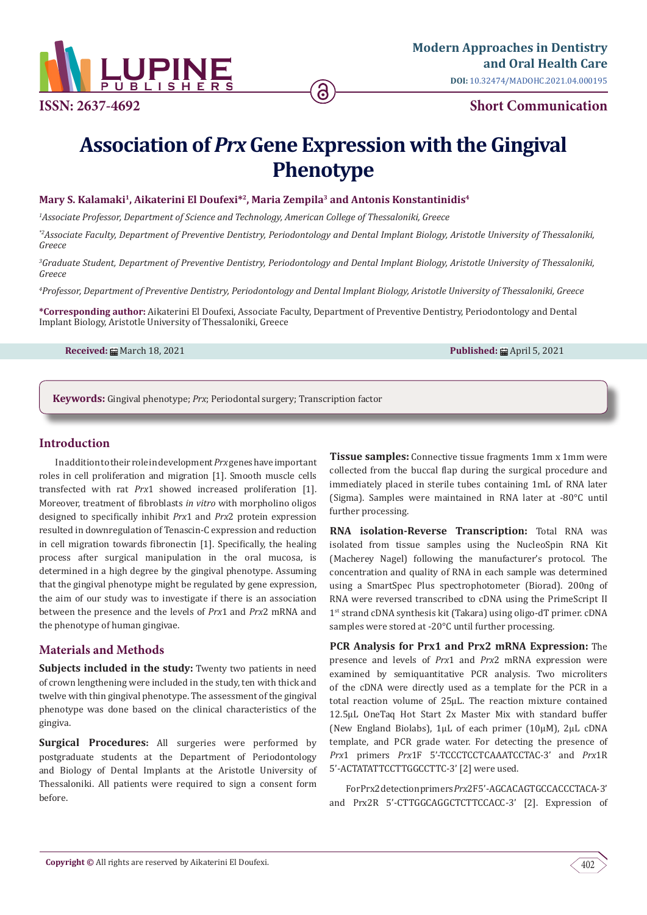Modern Approaches in Dentistry and Oral Health Care

DOI: 10.32474/MADOHC.2021.04.000195

ISSN: 2637-4692

**Short Communication**

# Association of *Prx* Gene Expression with the Gingival Phenotype

**Mary S. Kalamaki[1], Aikaterini El Doufexi*[2], Maria Zempila[3] and Antonis Konstantinidis[4]**

*[1]Associate Professor, Department of Science and Technology, American College of Thessaloniki, Greece*

*[*2]Associate Faculty, Department of Preventive Dentistry, Periodontology and Dental Implant Biology, Aristotle University of Thessaloniki, Greece*

*[3]Graduate Student, Department of Preventive Dentistry, Periodontology and Dental Implant Biology, Aristotle University of Thessaloniki, Greece*

*[4]Professor, Department of Preventive Dentistry, Periodontology and Dental Implant Biology, Aristotle University of Thessaloniki, Greece*

**\*Corresponding author:** Aikaterini El Doufexi, Associate Faculty, Department of Preventive Dentistry, Periodontology and Dental Implant Biology, Aristotle University of Thessaloniki, Greece

**Received:** March 18, 2021

**Published:** April 5, 2021

**Keywords:** Gingival phenotype; *Prx*; Periodontal surgery; Transcription factor

## Introduction

In addition to their role in development *Prx* genes have important roles in cell proliferation and migration [1]. Smooth muscle cells transfected with rat *Prx*1 showed increased proliferation [1]. Moreover, treatment of fibroblasts *in vitro* with morpholino oligos designed to specifically inhibit *Prx*1 and *Prx*2 protein expression resulted in downregulation of Tenascin-C expression and reduction in cell migration towards fibronectin [1]. Specifically, the healing process after surgical manipulation in the oral mucosa, is determined in a high degree by the gingival phenotype. Assuming that the gingival phenotype might be regulated by gene expression, the aim of our study was to investigate if there is an association between the presence and the levels of *Prx*1 and *Prx*2 mRNA and the phenotype of human gingivae.

## Materials and Methods

**Subjects included in the study:** Twenty two patients in need of crown lengthening were included in the study, ten with thick and twelve with thin gingival phenotype. The assessment of the gingival phenotype was done based on the clinical characteristics of the gingiva.

**Surgical Procedures:** All surgeries were performed by postgraduate students at the Department of Periodontology and Biology of Dental Implants at the Aristotle University of Thessaloniki. All patients were required to sign a consent form before.

**Tissue samples:** Connective tissue fragments 1mm x 1mm were collected from the buccal flap during the surgical procedure and immediately placed in sterile tubes containing 1mL of RNA later (Sigma). Samples were maintained in RNA later at -80°C until further processing.

**RNA isolation-Reverse Transcription:** Total RNA was isolated from tissue samples using the NucleoSpin RNA Kit (Macherey Nagel) following the manufacturer's protocol. The concentration and quality of RNA in each sample was determined using a SmartSpec Plus spectrophotometer (Biorad). 200ng of RNA were reversed transcribed to cDNA using the PrimeScript II 1st strand cDNA synthesis kit (Takara) using oligo-dT primer. cDNA samples were stored at -20°C until further processing.

**PCR Analysis for Prx1 and Prx2 mRNA Expression:** The presence and levels of *Prx*1 and *Prx*2 mRNA expression were examined by semiquantitative PCR analysis. Two microliters of the cDNA were directly used as a template for the PCR in a total reaction volume of 25μL. The reaction mixture contained 12.5μL OneTaq Hot Start 2x Master Mix with standard buffer (New England Biolabs), 1μL of each primer (10μM), 2μL cDNA template, and PCR grade water. For detecting the presence of *Prx*1 primers *Prx*1F 5'-TCCCTCCTCAAATCCTAC-3' and *Prx*1R 5'-ACTATATTCCTTGGCCTTC-3' [2] were used.

For Prx2 detection primers *Prx*2F 5'-AGCACAGTGCCACCCTACA-3' and Prx2R 5'-CTTGGCAGGCTCTTCCACC-3' [2]. Expression of

**Copyright ©** All rights are reserved by Aikaterini El Doufexi.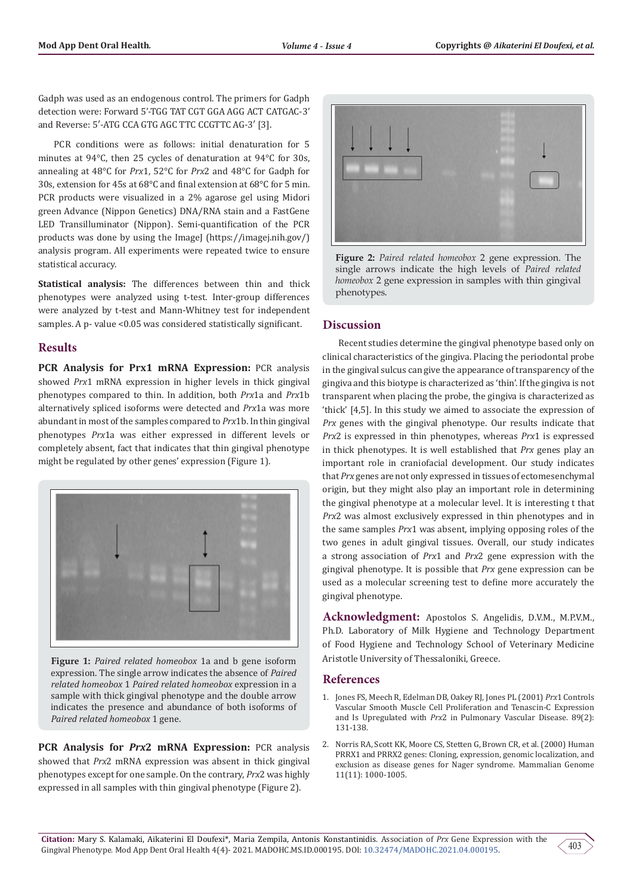Gadph was used as an endogenous control. The primers for Gadph detection were: Forward 5′-TGG TAT CGT GGA AGG ACT CATGAC-3′ and Reverse: 5′-ATG CCA GTG AGC TTC CCGTTC AG-3′ [3].

PCR conditions were as follows: initial denaturation for 5 minutes at 94°C, then 25 cycles of denaturation at 94°C for 30s, annealing at 48°C for *Prx*1, 52°C for *Prx*2 and 48°C for Gadph for 30s, extension for 45s at 68°C and final extension at 68°C for 5 min. PCR products were visualized in a 2% agarose gel using Midori green Advance (Nippon Genetics) DNA/RNA stain and a FastGene LED Transilluminator (Nippon). Semi-quantification of the PCR products was done by using the ImageJ (https://imagej.nih.gov/) analysis program. All experiments were repeated twice to ensure statistical accuracy.

**Statistical analysis:** The differences between thin and thick phenotypes were analyzed using t-test. Inter-group differences were analyzed by t-test and Mann-Whitney test for independent samples. A p- value <0.05 was considered statistically significant.

## Results

**PCR Analysis for Prx1 mRNA Expression:** PCR analysis showed *Prx*1 mRNA expression in higher levels in thick gingival phenotypes compared to thin. In addition, both *Prx*1a and *Prx*1b alternatively spliced isoforms were detected and *Prx*1a was more abundant in most of the samples compared to *Prx*1b. In thin gingival phenotypes *Prx*1a was either expressed in different levels or completely absent, fact that indicates that thin gingival phenotype might be regulated by other genes' expression (Figure 1).

**Figure 1:** *Paired related homeobox* 1a and b gene isoform expression. The single arrow indicates the absence of *Paired related homeobox* 1 *Paired related homeobox* expression in a sample with thick gingival phenotype and the double arrow indicates the presence and abundance of both isoforms of *Paired related homeobox* 1 gene.

**PCR Analysis for *Prx*2 mRNA Expression:** PCR analysis showed that *Prx*2 mRNA expression was absent in thick gingival phenotypes except for one sample. On the contrary, *Prx*2 was highly expressed in all samples with thin gingival phenotype (Figure 2).

**Figure 2:** *Paired related homeobox* 2 gene expression. The single arrows indicate the high levels of *Paired related homeobox* 2 gene expression in samples with thin gingival phenotypes.

## Discussion

Recent studies determine the gingival phenotype based only on clinical characteristics of the gingiva. Placing the periodontal probe in the gingival sulcus can give the appearance of transparency of the gingiva and this biotype is characterized as 'thin'. If the gingiva is not transparent when placing the probe, the gingiva is characterized as 'thick' [4,5]. In this study we aimed to associate the expression of *Prx* genes with the gingival phenotype. Our results indicate that *Prx*2 is expressed in thin phenotypes, whereas *Prx*1 is expressed in thick phenotypes. It is well established that *Prx* genes play an important role in craniofacial development. Our study indicates that *Prx* genes are not only expressed in tissues of ectomesenchymal origin, but they might also play an important role in determining the gingival phenotype at a molecular level. It is interesting t that *Prx*2 was almost exclusively expressed in thin phenotypes and in the same samples *Prx*1 was absent, implying opposing roles of the two genes in adult gingival tissues. Overall, our study indicates a strong association of *Prx*1 and *Prx*2 gene expression with the gingival phenotype. It is possible that *Prx* gene expression can be used as a molecular screening test to define more accurately the gingival phenotype.

## Acknowledgment:

Apostolos S. Angelidis, D.V.M., M.P.V.M., Ph.D. Laboratory of Milk Hygiene and Technology Department of Food Hygiene and Technology School of Veterinary Medicine Aristotle University of Thessaloniki, Greece.

## References

1. Jones FS, Meech R, Edelman DB, Oakey RJ, Jones PL (2001) *Prx*1 Controls Vascular Smooth Muscle Cell Proliferation and Tenascin-C Expression and Is Upregulated with *Prx*2 in Pulmonary Vascular Disease. 89(2): 131-138.
2. Norris RA, Scott KK, Moore CS, Stetten G, Brown CR, et al. (2000) Human PRRX1 and PRRX2 genes: Cloning, expression, genomic localization, and exclusion as disease genes for Nager syndrome. Mammalian Genome 11(11): 1000-1005.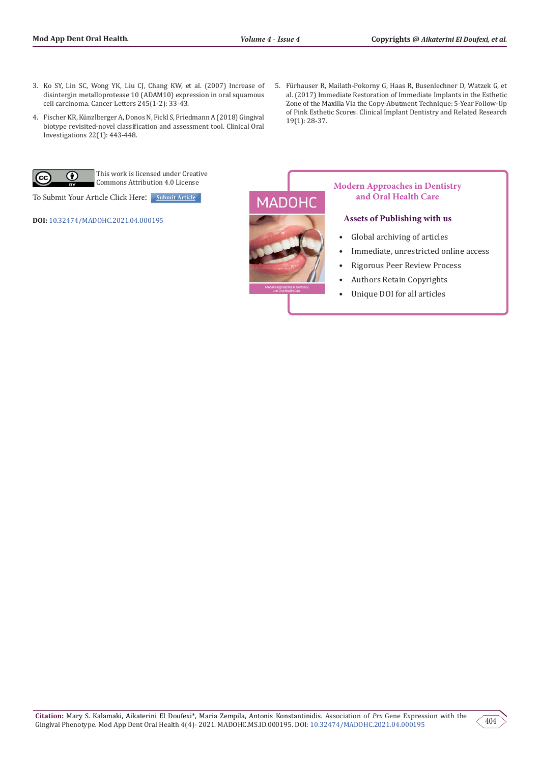3. Ko SY, Lin SC, Wong YK, Liu CJ, Chang KW, et al. (2007) Increase of disintergin metalloprotease 10 (ADAM10) expression in oral squamous cell carcinoma. Cancer Letters 245(1-2): 33-43.

4. Fischer KR, Künzlberger A, Donos N, Fickl S, Friedmann A (2018) Gingival biotype revisited-novel classification and assessment tool. Clinical Oral Investigations 22(1): 443-448.

5. Fürhauser R, Mailath-Pokorny G, Haas R, Busenlechner D, Watzek G, et al. (2017) Immediate Restoration of Immediate Implants in the Esthetic Zone of the Maxilla Via the Copy-Abutment Technique: 5-Year Follow-Up of Pink Esthetic Scores. Clinical Implant Dentistry and Related Research 19(1): 28-37.

This work is licensed under Creative Commons Attribution 4.0 License

To Submit Your Article Click Here: Submit Article

**DOI:** 10.32474/MADOHC.2021.04.000195

MADOHC

Modern Approaches in Dentistry and Oral Health Care

### Assets of Publishing with us

- Global archiving of articles
- Immediate, unrestricted online access
- Rigorous Peer Review Process
- Authors Retain Copyrights
- Unique DOI for all articles

**Citation:** Mary S. Kalamaki, Aikaterini El Doufexi*, Maria Zempila, Antonis Konstantinidis. Association of *Prx* Gene Expression with the Gingival Phenotype. Mod App Dent Oral Health 4(4)- 2021. MADOHC.MS.ID.000195. DOI: 10.32474/MADOHC.2021.04.000195